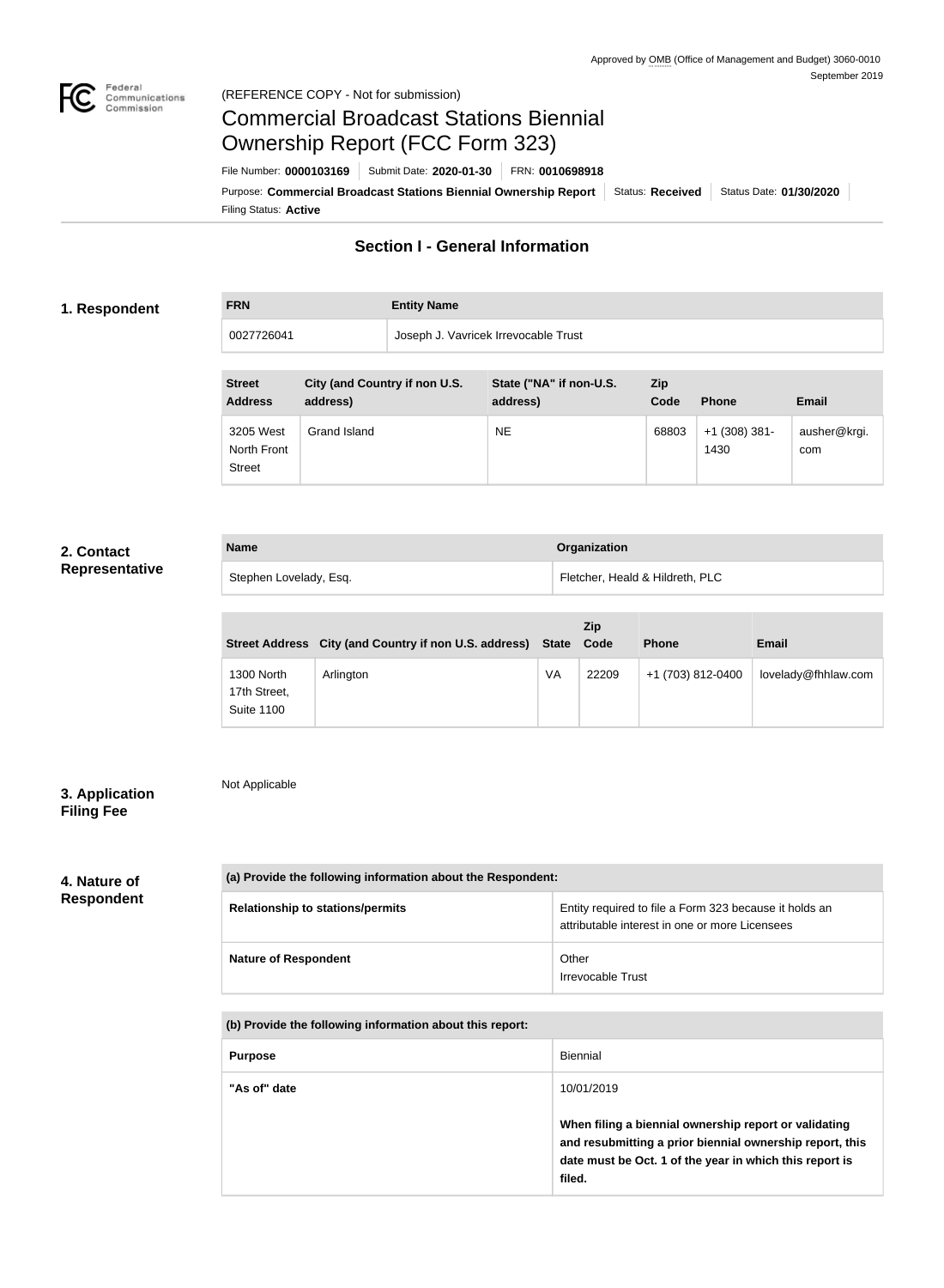Approved by OMB (Office of Management and Budget) 3060-0010
September 2019

(REFERENCE COPY - Not for submission)

# Commercial Broadcast Stations Biennial Ownership Report (FCC Form 323)

File Number: **0000103169** | Submit Date: **2020-01-30** | FRN: **0010698918**

Purpose: **Commercial Broadcast Stations Biennial Ownership Report** | Status: **Received** | Status Date: **01/30/2020**

Filing Status: **Active**

## Section I - General Information

### 1. Respondent

| FRN | Entity Name |
|---|---|
| 0027726041 | Joseph J. Vavricek Irrevocable Trust |

| Street Address | City (and Country if non U.S. address) | State ("NA" if non-U.S. address) | Zip Code | Phone | Email |
|---|---|---|---|---|---|
| 3205 West North Front Street | Grand Island | NE | 68803 | +1 (308) 381-1430 | ausher@krgi.com |

### 2. Contact Representative

| Name | Organization |
|---|---|
| Stephen Lovelady, Esq. | Fletcher, Heald & Hildreth, PLC |

| Street Address | City (and Country if non U.S. address) | State | Zip Code | Phone | Email |
|---|---|---|---|---|---|
| 1300 North 17th Street, Suite 1100 | Arlington | VA | 22209 | +1 (703) 812-0400 | lovelady@fhhlaw.com |

### 3. Application Filing Fee

Not Applicable

### 4. Nature of Respondent

| (a) Provide the following information about the Respondent: | |
|---|---|
| Relationship to stations/permits | Entity required to file a Form 323 because it holds an attributable interest in one or more Licensees |
| Nature of Respondent | Other<br>Irrevocable Trust |

| (b) Provide the following information about this report: | |
|---|---|
| Purpose | Biennial |
| "As of" date | 10/01/2019<br>**When filing a biennial ownership report or validating and resubmitting a prior biennial ownership report, this date must be Oct. 1 of the year in which this report is filed.** |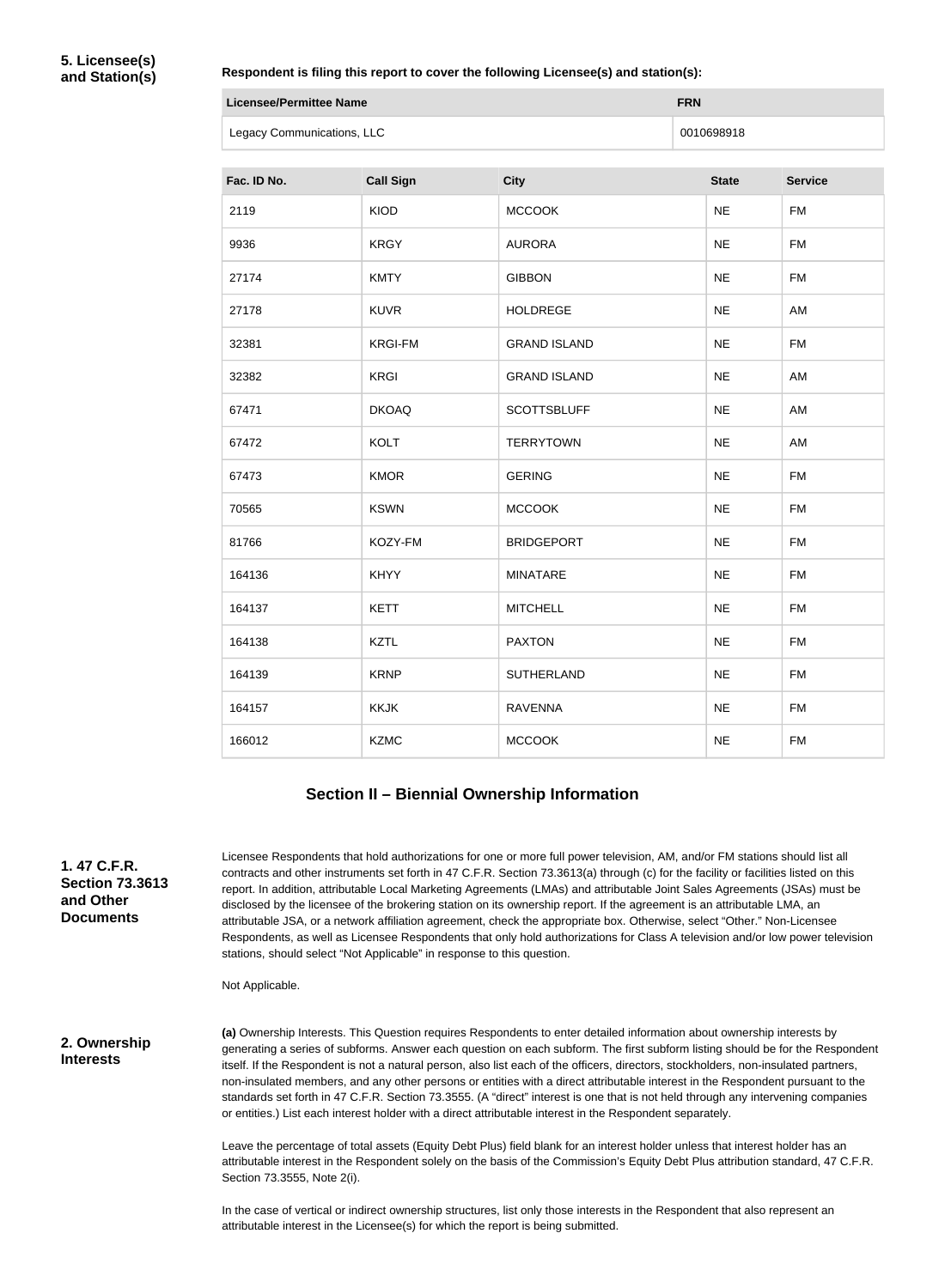### 5. Licensee(s) and Station(s)

**Respondent is filing this report to cover the following Licensee(s) and station(s):**

| Licensee/Permittee Name | FRN |
|---|---|
| Legacy Communications, LLC | 0010698918 |

| Fac. ID No. | Call Sign | City | State | Service |
|---|---|---|---|---|
| 2119 | KIOD | MCCOOK | NE | FM |
| 9936 | KRGY | AURORA | NE | FM |
| 27174 | KMTY | GIBBON | NE | FM |
| 27178 | KUVR | HOLDREGE | NE | AM |
| 32381 | KRGI-FM | GRAND ISLAND | NE | FM |
| 32382 | KRGI | GRAND ISLAND | NE | AM |
| 67471 | DKOAQ | SCOTTSBLUFF | NE | AM |
| 67472 | KOLT | TERRYTOWN | NE | AM |
| 67473 | KMOR | GERING | NE | FM |
| 70565 | KSWN | MCCOOK | NE | FM |
| 81766 | KOZY-FM | BRIDGEPORT | NE | FM |
| 164136 | KHYY | MINATARE | NE | FM |
| 164137 | KETT | MITCHELL | NE | FM |
| 164138 | KZTL | PAXTON | NE | FM |
| 164139 | KRNP | SUTHERLAND | NE | FM |
| 164157 | KKJK | RAVENNA | NE | FM |
| 166012 | KZMC | MCCOOK | NE | FM |

## Section II – Biennial Ownership Information

### 1. 47 C.F.R. Section 73.3613 and Other Documents

Licensee Respondents that hold authorizations for one or more full power television, AM, and/or FM stations should list all contracts and other instruments set forth in 47 C.F.R. Section 73.3613(a) through (c) for the facility or facilities listed on this report. In addition, attributable Local Marketing Agreements (LMAs) and attributable Joint Sales Agreements (JSAs) must be disclosed by the licensee of the brokering station on its ownership report. If the agreement is an attributable LMA, an attributable JSA, or a network affiliation agreement, check the appropriate box. Otherwise, select "Other." Non-Licensee Respondents, as well as Licensee Respondents that only hold authorizations for Class A television and/or low power television stations, should select "Not Applicable" in response to this question.

Not Applicable.

### 2. Ownership Interests

**(a)** Ownership Interests. This Question requires Respondents to enter detailed information about ownership interests by generating a series of subforms. Answer each question on each subform. The first subform listing should be for the Respondent itself. If the Respondent is not a natural person, also list each of the officers, directors, stockholders, non-insulated partners, non-insulated members, and any other persons or entities with a direct attributable interest in the Respondent pursuant to the standards set forth in 47 C.F.R. Section 73.3555. (A "direct" interest is one that is not held through any intervening companies or entities.) List each interest holder with a direct attributable interest in the Respondent separately.

Leave the percentage of total assets (Equity Debt Plus) field blank for an interest holder unless that interest holder has an attributable interest in the Respondent solely on the basis of the Commission's Equity Debt Plus attribution standard, 47 C.F.R. Section 73.3555, Note 2(i).

In the case of vertical or indirect ownership structures, list only those interests in the Respondent that also represent an attributable interest in the Licensee(s) for which the report is being submitted.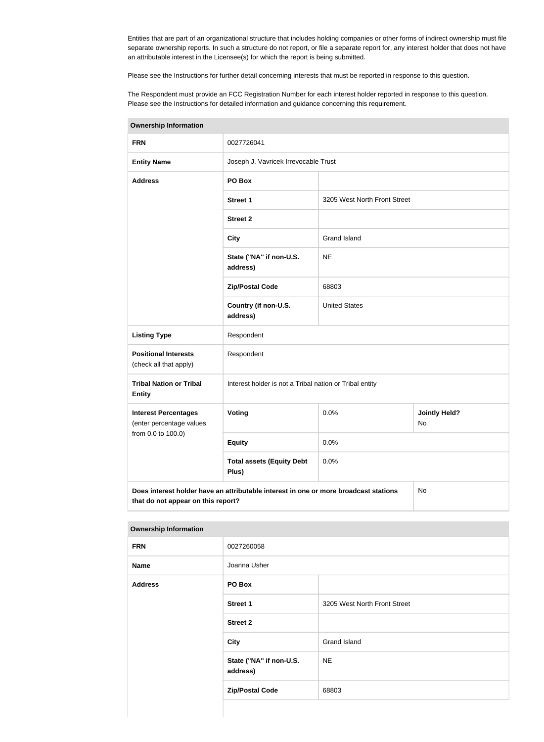Entities that are part of an organizational structure that includes holding companies or other forms of indirect ownership must file separate ownership reports. In such a structure do not report, or file a separate report for, any interest holder that does not have an attributable interest in the Licensee(s) for which the report is being submitted.

Please see the Instructions for further detail concerning interests that must be reported in response to this question.

The Respondent must provide an FCC Registration Number for each interest holder reported in response to this question. Please see the Instructions for detailed information and guidance concerning this requirement.

| Ownership Information | | | |
|---|---|---|---|
| **FRN** | 0027726041 | | |
| **Entity Name** | Joseph J. Vavricek Irrevocable Trust | | |
| **Address** | **PO Box** | | |
| | **Street 1** | 3205 West North Front Street | |
| | **Street 2** | | |
| | **City** | Grand Island | |
| | **State ("NA" if non-U.S. address)** | NE | |
| | **Zip/Postal Code** | 68803 | |
| | **Country (if non-U.S. address)** | United States | |
| **Listing Type** | Respondent | | |
| **Positional Interests** (check all that apply) | Respondent | | |
| **Tribal Nation or Tribal Entity** | Interest holder is not a Tribal nation or Tribal entity | | |
| **Interest Percentages** (enter percentage values from 0.0 to 100.0) | **Voting** | 0.0% | **Jointly Held?** No |
| | **Equity** | 0.0% | |
| | **Total assets (Equity Debt Plus)** | 0.0% | |
| **Does interest holder have an attributable interest in one or more broadcast stations that do not appear on this report?** | | | No |

| Ownership Information | | |
|---|---|---|
| **FRN** | 0027260058 | |
| **Name** | Joanna Usher | |
| **Address** | **PO Box** | |
| | **Street 1** | 3205 West North Front Street |
| | **Street 2** | |
| | **City** | Grand Island |
| | **State ("NA" if non-U.S. address)** | NE |
| | **Zip/Postal Code** | 68803 |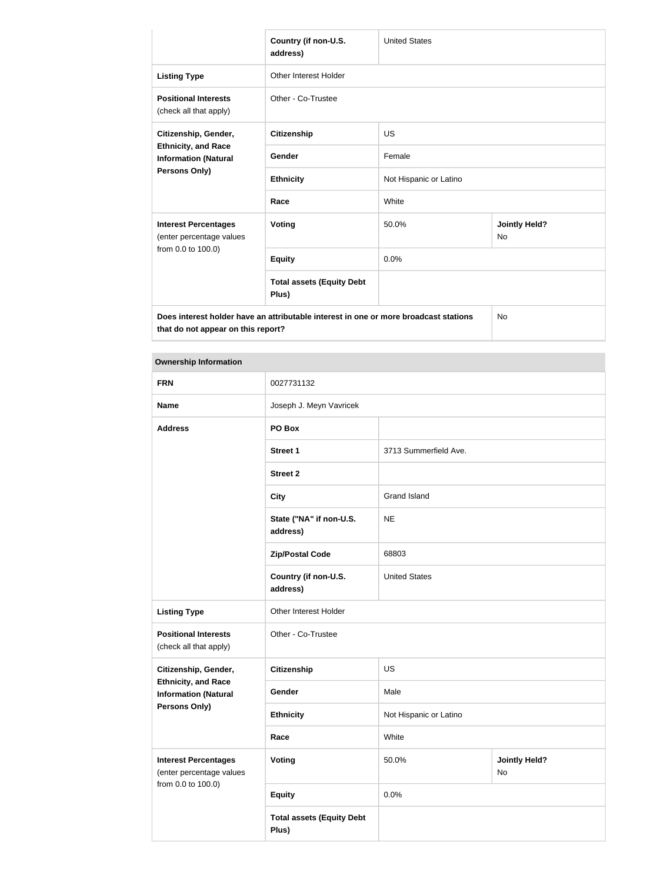| | | | |
|---|---|---|---|
| | **Country (if non-U.S. address)** | United States | |
| **Listing Type** | Other Interest Holder | | |
| **Positional Interests** (check all that apply) | Other - Co-Trustee | | |
| **Citizenship, Gender, Ethnicity, and Race Information (Natural Persons Only)** | **Citizenship** | US | |
| | **Gender** | Female | |
| | **Ethnicity** | Not Hispanic or Latino | |
| | **Race** | White | |
| **Interest Percentages** (enter percentage values from 0.0 to 100.0) | **Voting** | 50.0% | **Jointly Held?** No |
| | **Equity** | 0.0% | |
| | **Total assets (Equity Debt Plus)** | | |
| **Does interest holder have an attributable interest in one or more broadcast stations that do not appear on this report?** | | | No |

| **Ownership Information** | | | |
|---|---|---|---|
| **FRN** | 0027731132 | | |
| **Name** | Joseph J. Meyn Vavricek | | |
| **Address** | **PO Box** | | |
| | **Street 1** | 3713 Summerfield Ave. | |
| | **Street 2** | | |
| | **City** | Grand Island | |
| | **State ("NA" if non-U.S. address)** | NE | |
| | **Zip/Postal Code** | 68803 | |
| | **Country (if non-U.S. address)** | United States | |
| **Listing Type** | Other Interest Holder | | |
| **Positional Interests** (check all that apply) | Other - Co-Trustee | | |
| **Citizenship, Gender, Ethnicity, and Race Information (Natural Persons Only)** | **Citizenship** | US | |
| | **Gender** | Male | |
| | **Ethnicity** | Not Hispanic or Latino | |
| | **Race** | White | |
| **Interest Percentages** (enter percentage values from 0.0 to 100.0) | **Voting** | 50.0% | **Jointly Held?** No |
| | **Equity** | 0.0% | |
| | **Total assets (Equity Debt Plus)** | | |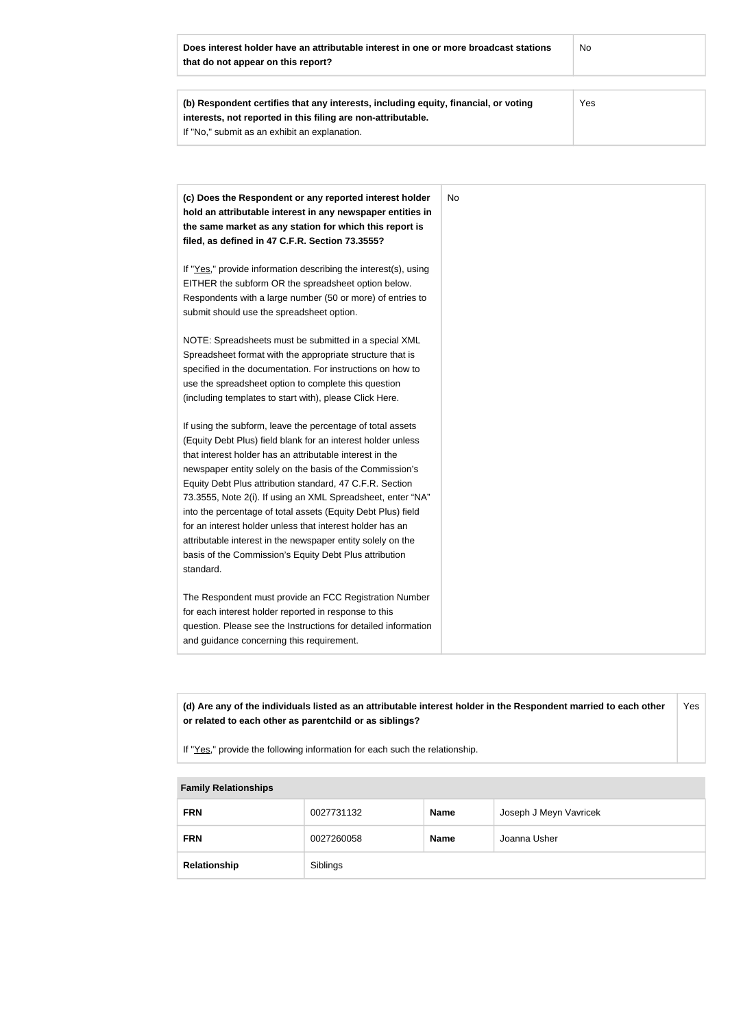| Does interest holder have an attributable interest in one or more broadcast stations that do not appear on this report? | No |
| --- | --- |

| (b) Respondent certifies that any interests, including equity, financial, or voting interests, not reported in this filing are non-attributable.<br>If "No," submit as an exhibit an explanation. | Yes |
| --- | --- |

| (c) Does the Respondent or any reported interest holder hold an attributable interest in any newspaper entities in the same market as any station for which this report is filed, as defined in 47 C.F.R. Section 73.3555? | No |
| --- | --- |

If "Yes," provide information describing the interest(s), using EITHER the subform OR the spreadsheet option below. Respondents with a large number (50 or more) of entries to submit should use the spreadsheet option.

NOTE: Spreadsheets must be submitted in a special XML Spreadsheet format with the appropriate structure that is specified in the documentation. For instructions on how to use the spreadsheet option to complete this question (including templates to start with), please Click Here.

If using the subform, leave the percentage of total assets (Equity Debt Plus) field blank for an interest holder unless that interest holder has an attributable interest in the newspaper entity solely on the basis of the Commission's Equity Debt Plus attribution standard, 47 C.F.R. Section 73.3555, Note 2(i). If using an XML Spreadsheet, enter "NA" into the percentage of total assets (Equity Debt Plus) field for an interest holder unless that interest holder has an attributable interest in the newspaper entity solely on the basis of the Commission's Equity Debt Plus attribution standard.

The Respondent must provide an FCC Registration Number for each interest holder reported in response to this question. Please see the Instructions for detailed information and guidance concerning this requirement.

| (d) Are any of the individuals listed as an attributable interest holder in the Respondent married to each other or related to each other as parentchild or as siblings? | Yes |
| --- | --- |

If "Yes," provide the following information for each such the relationship.

**Family Relationships**

| FRN | 0027731132 | Name | Joseph J Meyn Vavricek |
| --- | --- | --- | --- |
| FRN | 0027260058 | Name | Joanna Usher |
| Relationship | Siblings | | |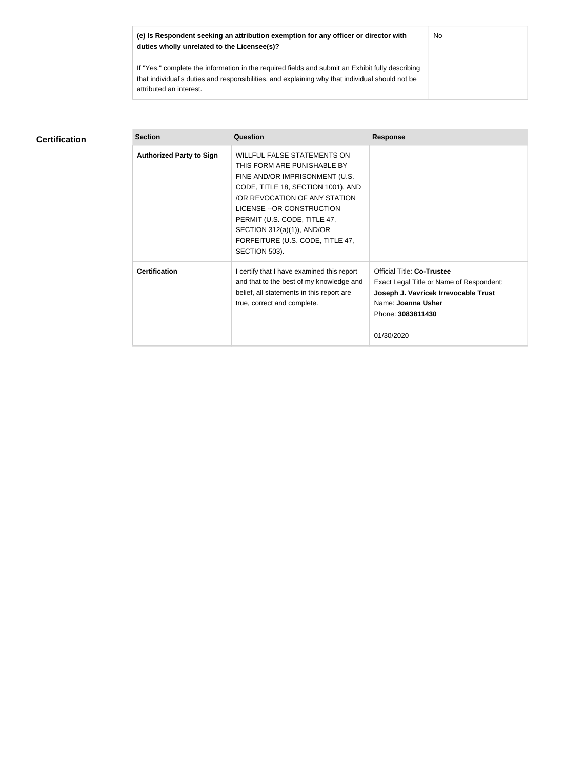| | |
|---|---|
| **(e) Is Respondent seeking an attribution exemption for any officer or director with duties wholly unrelated to the Licensee(s)?**<br><br>If "Yes," complete the information in the required fields and submit an Exhibit fully describing that individual's duties and responsibilities, and explaining why that individual should not be attributed an interest. | No |

## Certification

| Section | Question | Response |
|---|---|---|
| **Authorized Party to Sign** | WILLFUL FALSE STATEMENTS ON THIS FORM ARE PUNISHABLE BY FINE AND/OR IMPRISONMENT (U.S. CODE, TITLE 18, SECTION 1001), AND /OR REVOCATION OF ANY STATION LICENSE --OR CONSTRUCTION PERMIT (U.S. CODE, TITLE 47, SECTION 312(a)(1)), AND/OR FORFEITURE (U.S. CODE, TITLE 47, SECTION 503). | |
| **Certification** | I certify that I have examined this report and that to the best of my knowledge and belief, all statements in this report are true, correct and complete. | Official Title: **Co-Trustee**<br>Exact Legal Title or Name of Respondent: **Joseph J. Vavricek Irrevocable Trust**<br>Name: **Joanna Usher**<br>Phone: **3083811430**<br><br>01/30/2020 |